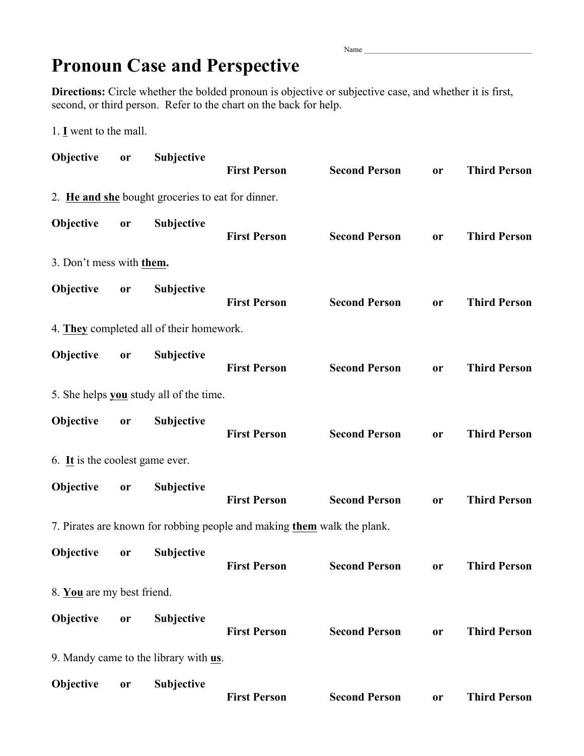Name ________________________________________

# Pronoun Case and Perspective

**Directions:** Circle whether the bolded pronoun is objective or subjective case, and whether it is first, second, or third person. Refer to the chart on the back for help.

1. **I** went to the mall.

**Objective** **or** **Subjective**

**First Person** **Second Person** **or** **Third Person**

2. **He and she** bought groceries to eat for dinner.

**Objective** **or** **Subjective**

**First Person** **Second Person** **or** **Third Person**

3. Don't mess with **them.**

**Objective** **or** **Subjective**

**First Person** **Second Person** **or** **Third Person**

4. **They** completed all of their homework.

**Objective** **or** **Subjective**

**First Person** **Second Person** **or** **Third Person**

5. She helps **you** study all of the time.

**Objective** **or** **Subjective**

**First Person** **Second Person** **or** **Third Person**

6. **It** is the coolest game ever.

**Objective** **or** **Subjective**

**First Person** **Second Person** **or** **Third Person**

7. Pirates are known for robbing people and making **them** walk the plank.

**Objective** **or** **Subjective**

**First Person** **Second Person** **or** **Third Person**

8. **You** are my best friend.

**Objective** **or** **Subjective**

**First Person** **Second Person** **or** **Third Person**

9. Mandy came to the library with **us**.

**Objective** **or** **Subjective**

**First Person** **Second Person** **or** **Third Person**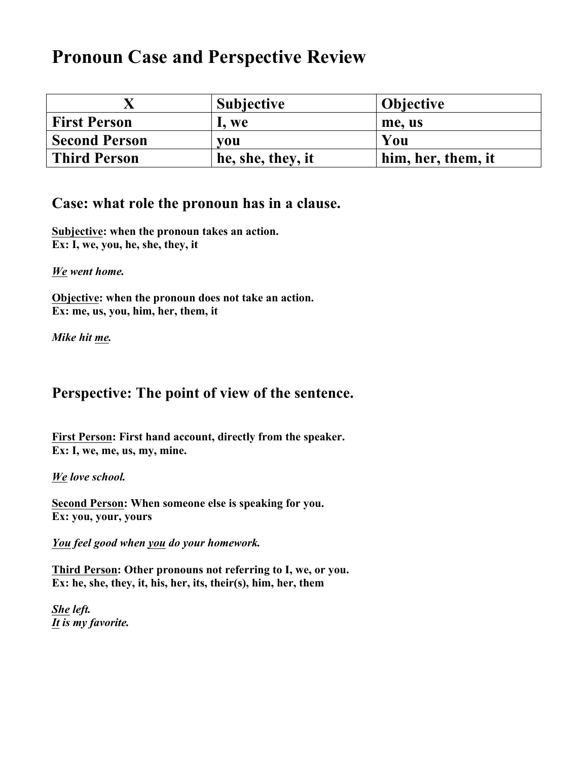# Pronoun Case and Perspective Review

| X | Subjective | Objective |
|---|---|---|
| **First Person** | **I, we** | **me, us** |
| **Second Person** | **you** | **You** |
| **Third Person** | **he, she, they, it** | **him, her, them, it** |

## Case: what role the pronoun has in a clause.

**Subjective: when the pronoun takes an action.**
**Ex: I, we, you, he, she, they, it**

***We went home.***

**Objective: when the pronoun does not take an action.**
**Ex: me, us, you, him, her, them, it**

***Mike hit me.***

## Perspective: The point of view of the sentence.

**First Person: First hand account, directly from the speaker.**
**Ex: I, we, me, us, my, mine.**

***We love school.***

**Second Person: When someone else is speaking for you.**
**Ex: you, your, yours**

***You feel good when you do your homework.***

**Third Person: Other pronouns not referring to I, we, or you.**
**Ex: he, she, they, it, his, her, its, their(s), him, her, them**

***She left.***
***It is my favorite.***